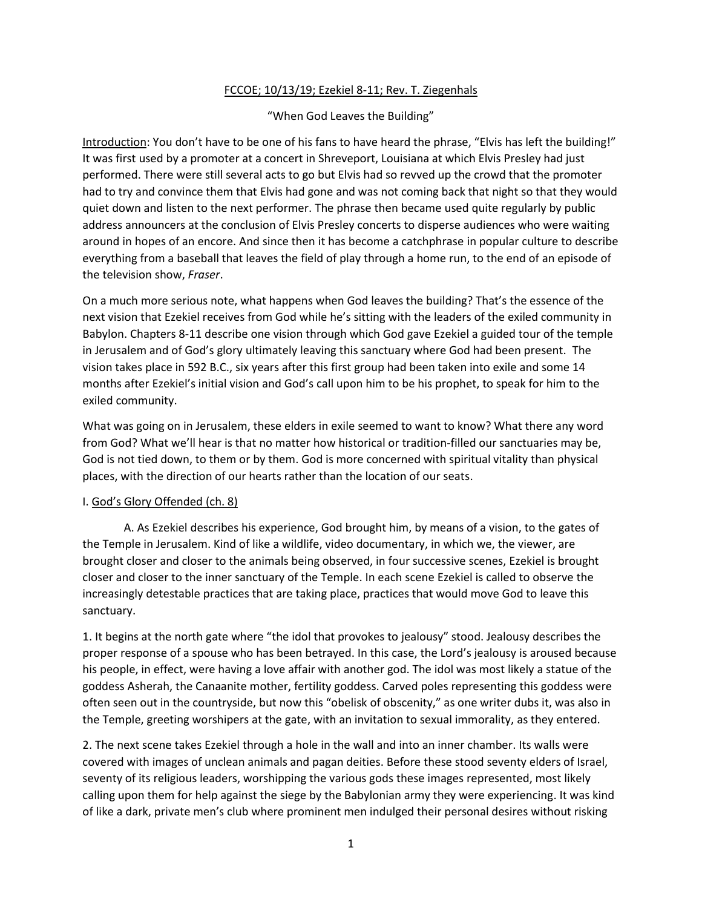<u>FCCOE; 10/13/19; Ezekiel 8-11; Rev. T. Ziegenhals</u>

"When God Leaves the Building"

<u>Introduction</u>: You don't have to be one of his fans to have heard the phrase, "Elvis has left the building!" It was first used by a promoter at a concert in Shreveport, Louisiana at which Elvis Presley had just performed. There were still several acts to go but Elvis had so revved up the crowd that the promoter had to try and convince them that Elvis had gone and was not coming back that night so that they would quiet down and listen to the next performer. The phrase then became used quite regularly by public address announcers at the conclusion of Elvis Presley concerts to disperse audiences who were waiting around in hopes of an encore. And since then it has become a catchphrase in popular culture to describe everything from a baseball that leaves the field of play through a home run, to the end of an episode of the television show, *Fraser*.

On a much more serious note, what happens when God leaves the building? That's the essence of the next vision that Ezekiel receives from God while he's sitting with the leaders of the exiled community in Babylon. Chapters 8-11 describe one vision through which God gave Ezekiel a guided tour of the temple in Jerusalem and of God's glory ultimately leaving this sanctuary where God had been present. The vision takes place in 592 B.C., six years after this first group had been taken into exile and some 14 months after Ezekiel's initial vision and God's call upon him to be his prophet, to speak for him to the exiled community.

What was going on in Jerusalem, these elders in exile seemed to want to know? What there any word from God? What we'll hear is that no matter how historical or tradition-filled our sanctuaries may be, God is not tied down, to them or by them. God is more concerned with spiritual vitality than physical places, with the direction of our hearts rather than the location of our seats.

I. <u>God's Glory Offended (ch. 8)</u>

A. As Ezekiel describes his experience, God brought him, by means of a vision, to the gates of the Temple in Jerusalem. Kind of like a wildlife, video documentary, in which we, the viewer, are brought closer and closer to the animals being observed, in four successive scenes, Ezekiel is brought closer and closer to the inner sanctuary of the Temple. In each scene Ezekiel is called to observe the increasingly detestable practices that are taking place, practices that would move God to leave this sanctuary.

1. It begins at the north gate where "the idol that provokes to jealousy" stood. Jealousy describes the proper response of a spouse who has been betrayed. In this case, the Lord's jealousy is aroused because his people, in effect, were having a love affair with another god. The idol was most likely a statue of the goddess Asherah, the Canaanite mother, fertility goddess. Carved poles representing this goddess were often seen out in the countryside, but now this "obelisk of obscenity," as one writer dubs it, was also in the Temple, greeting worshipers at the gate, with an invitation to sexual immorality, as they entered.

2. The next scene takes Ezekiel through a hole in the wall and into an inner chamber. Its walls were covered with images of unclean animals and pagan deities. Before these stood seventy elders of Israel, seventy of its religious leaders, worshipping the various gods these images represented, most likely calling upon them for help against the siege by the Babylonian army they were experiencing. It was kind of like a dark, private men's club where prominent men indulged their personal desires without risking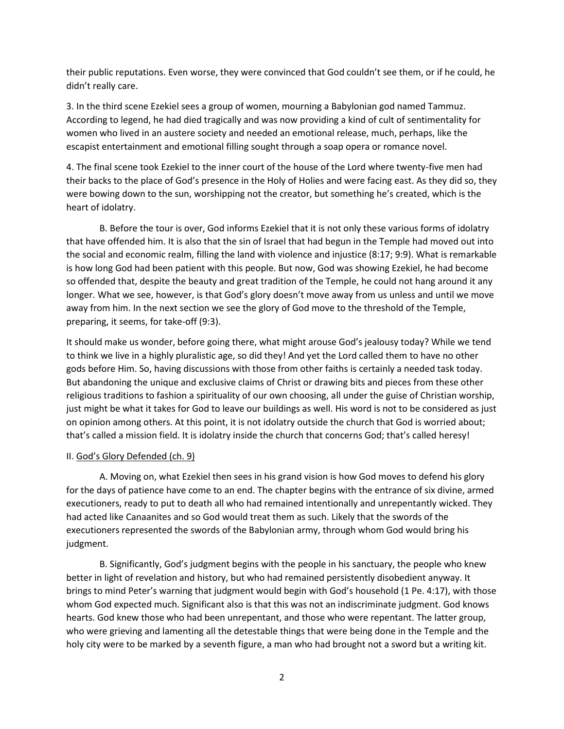their public reputations. Even worse, they were convinced that God couldn't see them, or if he could, he didn't really care.

3. In the third scene Ezekiel sees a group of women, mourning a Babylonian god named Tammuz. According to legend, he had died tragically and was now providing a kind of cult of sentimentality for women who lived in an austere society and needed an emotional release, much, perhaps, like the escapist entertainment and emotional filling sought through a soap opera or romance novel.

4. The final scene took Ezekiel to the inner court of the house of the Lord where twenty-five men had their backs to the place of God's presence in the Holy of Holies and were facing east. As they did so, they were bowing down to the sun, worshipping not the creator, but something he's created, which is the heart of idolatry.

B. Before the tour is over, God informs Ezekiel that it is not only these various forms of idolatry that have offended him. It is also that the sin of Israel that had begun in the Temple had moved out into the social and economic realm, filling the land with violence and injustice (8:17; 9:9). What is remarkable is how long God had been patient with this people. But now, God was showing Ezekiel, he had become so offended that, despite the beauty and great tradition of the Temple, he could not hang around it any longer. What we see, however, is that God's glory doesn't move away from us unless and until we move away from him. In the next section we see the glory of God move to the threshold of the Temple, preparing, it seems, for take-off (9:3).

It should make us wonder, before going there, what might arouse God's jealousy today? While we tend to think we live in a highly pluralistic age, so did they! And yet the Lord called them to have no other gods before Him. So, having discussions with those from other faiths is certainly a needed task today. But abandoning the unique and exclusive claims of Christ or drawing bits and pieces from these other religious traditions to fashion a spirituality of our own choosing, all under the guise of Christian worship, just might be what it takes for God to leave our buildings as well. His word is not to be considered as just on opinion among others. At this point, it is not idolatry outside the church that God is worried about; that's called a mission field. It is idolatry inside the church that concerns God; that's called heresy!

II. <u>God's Glory Defended (ch. 9)</u>

A. Moving on, what Ezekiel then sees in his grand vision is how God moves to defend his glory for the days of patience have come to an end. The chapter begins with the entrance of six divine, armed executioners, ready to put to death all who had remained intentionally and unrepentantly wicked. They had acted like Canaanites and so God would treat them as such. Likely that the swords of the executioners represented the swords of the Babylonian army, through whom God would bring his judgment.

B. Significantly, God's judgment begins with the people in his sanctuary, the people who knew better in light of revelation and history, but who had remained persistently disobedient anyway. It brings to mind Peter's warning that judgment would begin with God's household (1 Pe. 4:17), with those whom God expected much. Significant also is that this was not an indiscriminate judgment. God knows hearts. God knew those who had been unrepentant, and those who were repentant. The latter group, who were grieving and lamenting all the detestable things that were being done in the Temple and the holy city were to be marked by a seventh figure, a man who had brought not a sword but a writing kit.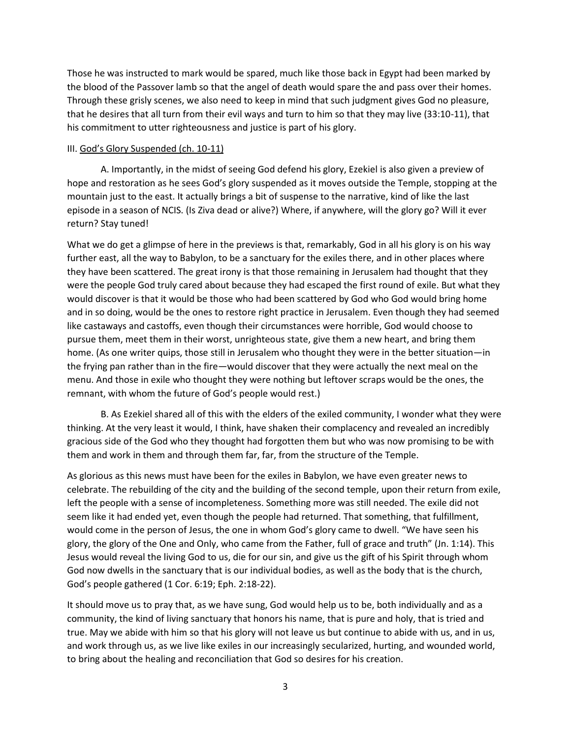Those he was instructed to mark would be spared, much like those back in Egypt had been marked by the blood of the Passover lamb so that the angel of death would spare the and pass over their homes. Through these grisly scenes, we also need to keep in mind that such judgment gives God no pleasure, that he desires that all turn from their evil ways and turn to him so that they may live (33:10-11), that his commitment to utter righteousness and justice is part of his glory.

III. <u>God's Glory Suspended (ch. 10-11)</u>

A. Importantly, in the midst of seeing God defend his glory, Ezekiel is also given a preview of hope and restoration as he sees God's glory suspended as it moves outside the Temple, stopping at the mountain just to the east. It actually brings a bit of suspense to the narrative, kind of like the last episode in a season of NCIS. (Is Ziva dead or alive?) Where, if anywhere, will the glory go? Will it ever return? Stay tuned!

What we do get a glimpse of here in the previews is that, remarkably, God in all his glory is on his way further east, all the way to Babylon, to be a sanctuary for the exiles there, and in other places where they have been scattered. The great irony is that those remaining in Jerusalem had thought that they were the people God truly cared about because they had escaped the first round of exile. But what they would discover is that it would be those who had been scattered by God who God would bring home and in so doing, would be the ones to restore right practice in Jerusalem. Even though they had seemed like castaways and castoffs, even though their circumstances were horrible, God would choose to pursue them, meet them in their worst, unrighteous state, give them a new heart, and bring them home. (As one writer quips, those still in Jerusalem who thought they were in the better situation—in the frying pan rather than in the fire—would discover that they were actually the next meal on the menu. And those in exile who thought they were nothing but leftover scraps would be the ones, the remnant, with whom the future of God's people would rest.)

B. As Ezekiel shared all of this with the elders of the exiled community, I wonder what they were thinking. At the very least it would, I think, have shaken their complacency and revealed an incredibly gracious side of the God who they thought had forgotten them but who was now promising to be with them and work in them and through them far, far, from the structure of the Temple.

As glorious as this news must have been for the exiles in Babylon, we have even greater news to celebrate. The rebuilding of the city and the building of the second temple, upon their return from exile, left the people with a sense of incompleteness. Something more was still needed. The exile did not seem like it had ended yet, even though the people had returned. That something, that fulfillment, would come in the person of Jesus, the one in whom God's glory came to dwell. "We have seen his glory, the glory of the One and Only, who came from the Father, full of grace and truth" (Jn. 1:14). This Jesus would reveal the living God to us, die for our sin, and give us the gift of his Spirit through whom God now dwells in the sanctuary that is our individual bodies, as well as the body that is the church, God's people gathered (1 Cor. 6:19; Eph. 2:18-22).

It should move us to pray that, as we have sung, God would help us to be, both individually and as a community, the kind of living sanctuary that honors his name, that is pure and holy, that is tried and true. May we abide with him so that his glory will not leave us but continue to abide with us, and in us, and work through us, as we live like exiles in our increasingly secularized, hurting, and wounded world, to bring about the healing and reconciliation that God so desires for his creation.